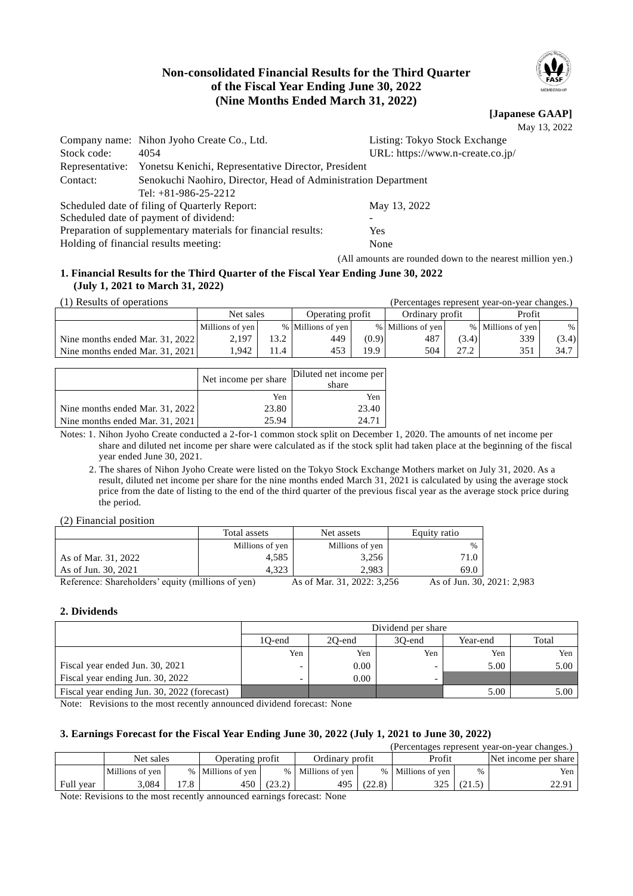# Non-consolidated Financial Results for the Third Quarter of the Fiscal Year Ending June 30, 2022 (Nine Months Ended March 31, 2022)

**[Japanese GAAP]**

May 13, 2022

| | | | |
|---|---|---|---|
| Company name: | Nihon Jyoho Create Co., Ltd. | Listing: Tokyo Stock Exchange | |
| Stock code: | 4054 | URL: https://www.n-create.co.jp/ | |
| Representative: | Yonetsu Kenichi, Representative Director, President | | |
| Contact: | Senokuchi Naohiro, Director, Head of Administration Department Tel: +81-986-25-2212 | | |

Scheduled date of filing of Quarterly Report: May 13, 2022
Scheduled date of payment of dividend: -
Preparation of supplementary materials for financial results: Yes
Holding of financial results meeting: None

(All amounts are rounded down to the nearest million yen.)

## 1. Financial Results for the Third Quarter of the Fiscal Year Ending June 30, 2022 (July 1, 2021 to March 31, 2022)

(1) Results of operations (Percentages represent year-on-year changes.)

| | Net sales | | Operating profit | | Ordinary profit | | Profit | |
|---|---|---|---|---|---|---|---|---|
| | Millions of yen | % | Millions of yen | % | Millions of yen | % | Millions of yen | % |
| Nine months ended Mar. 31, 2022 | 2,197 | 13.2 | 449 | (0.9) | 487 | (3.4) | 339 | (3.4) |
| Nine months ended Mar. 31, 2021 | 1,942 | 11.4 | 453 | 19.9 | 504 | 27.2 | 351 | 34.7 |

| | Net income per share | Diluted net income per share |
|---|---|---|
| | Yen | Yen |
| Nine months ended Mar. 31, 2022 | 23.80 | 23.40 |
| Nine months ended Mar. 31, 2021 | 25.94 | 24.71 |

Notes: 1. Nihon Jyoho Create conducted a 2-for-1 common stock split on December 1, 2020. The amounts of net income per share and diluted net income per share were calculated as if the stock split had taken place at the beginning of the fiscal year ended June 30, 2021.

2. The shares of Nihon Jyoho Create were listed on the Tokyo Stock Exchange Mothers market on July 31, 2020. As a result, diluted net income per share for the nine months ended March 31, 2021 is calculated by using the average stock price from the date of listing to the end of the third quarter of the previous fiscal year as the average stock price during the period.

(2) Financial position

| | Total assets | Net assets | Equity ratio |
|---|---|---|---|
| | Millions of yen | Millions of yen | % |
| As of Mar. 31, 2022 | 4,585 | 3,256 | 71.0 |
| As of Jun. 30, 2021 | 4,323 | 2,983 | 69.0 |

Reference: Shareholders' equity (millions of yen) As of Mar. 31, 2022: 3,256 As of Jun. 30, 2021: 2,983

## 2. Dividends

| | Dividend per share | | | | |
|---|---|---|---|---|---|
| | 1Q-end | 2Q-end | 3Q-end | Year-end | Total |
| | Yen | Yen | Yen | Yen | Yen |
| Fiscal year ended Jun. 30, 2021 | - | 0.00 | - | 5.00 | 5.00 |
| Fiscal year ending Jun. 30, 2022 | - | 0.00 | - | | |
| Fiscal year ending Jun. 30, 2022 (forecast) | | | | 5.00 | 5.00 |

Note: Revisions to the most recently announced dividend forecast: None

## 3. Earnings Forecast for the Fiscal Year Ending June 30, 2022 (July 1, 2021 to June 30, 2022)

(Percentages represent year-on-year changes.)

| | Net sales | | Operating profit | | Ordinary profit | | Profit | | Net income per share |
|---|---|---|---|---|---|---|---|---|---|
| | Millions of yen | % | Millions of yen | % | Millions of yen | % | Millions of yen | % | Yen |
| Full year | 3,084 | 17.8 | 450 | (23.2) | 495 | (22.8) | 325 | (21.5) | 22.91 |

Note: Revisions to the most recently announced earnings forecast: None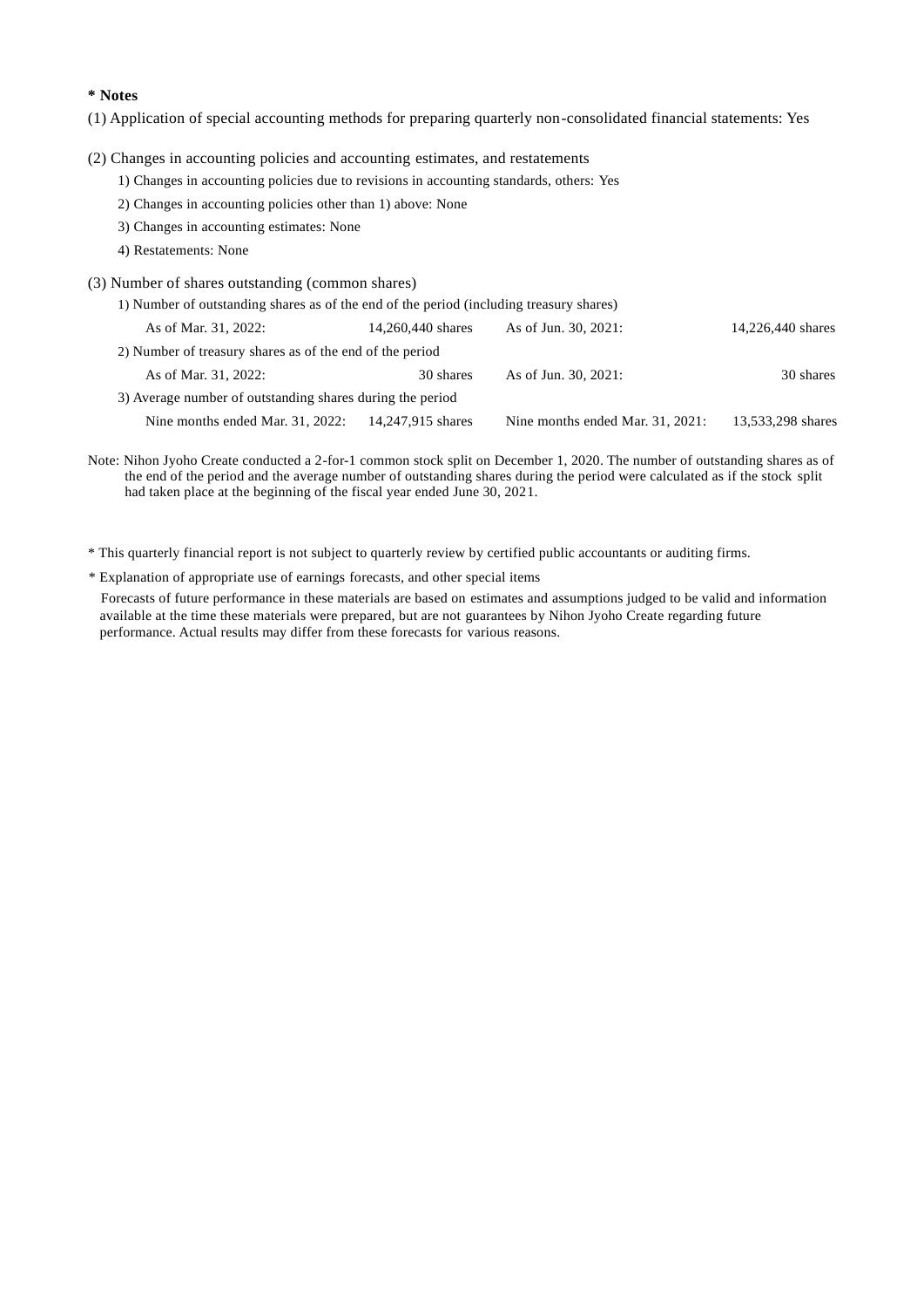**\* Notes**

(1) Application of special accounting methods for preparing quarterly non-consolidated financial statements: Yes

(2) Changes in accounting policies and accounting estimates, and restatements

1) Changes in accounting policies due to revisions in accounting standards, others: Yes

2) Changes in accounting policies other than 1) above: None

3) Changes in accounting estimates: None

4) Restatements: None

(3) Number of shares outstanding (common shares)

1) Number of outstanding shares as of the end of the period (including treasury shares)

| | | | |
|---|---|---|---|
| As of Mar. 31, 2022: | 14,260,440 shares | As of Jun. 30, 2021: | 14,226,440 shares |

2) Number of treasury shares as of the end of the period

| | | | |
|---|---|---|---|
| As of Mar. 31, 2022: | 30 shares | As of Jun. 30, 2021: | 30 shares |

3) Average number of outstanding shares during the period

| | | | |
|---|---|---|---|
| Nine months ended Mar. 31, 2022: | 14,247,915 shares | Nine months ended Mar. 31, 2021: | 13,533,298 shares |

Note: Nihon Jyoho Create conducted a 2-for-1 common stock split on December 1, 2020. The number of outstanding shares as of the end of the period and the average number of outstanding shares during the period were calculated as if the stock split had taken place at the beginning of the fiscal year ended June 30, 2021.

\* This quarterly financial report is not subject to quarterly review by certified public accountants or auditing firms.

\* Explanation of appropriate use of earnings forecasts, and other special items

Forecasts of future performance in these materials are based on estimates and assumptions judged to be valid and information available at the time these materials were prepared, but are not guarantees by Nihon Jyoho Create regarding future performance. Actual results may differ from these forecasts for various reasons.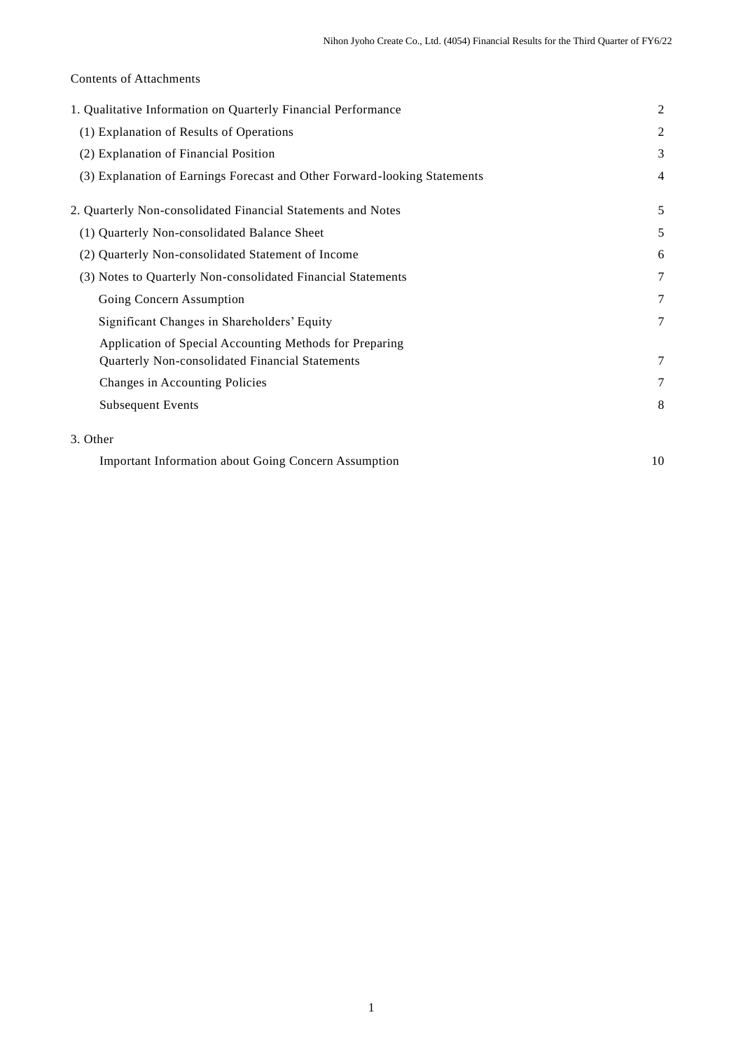Contents of Attachments

| | |
|---|---|
| 1. Qualitative Information on Quarterly Financial Performance | 2 |
| (1) Explanation of Results of Operations | 2 |
| (2) Explanation of Financial Position | 3 |
| (3) Explanation of Earnings Forecast and Other Forward-looking Statements | 4 |
| 2. Quarterly Non-consolidated Financial Statements and Notes | 5 |
| (1) Quarterly Non-consolidated Balance Sheet | 5 |
| (2) Quarterly Non-consolidated Statement of Income | 6 |
| (3) Notes to Quarterly Non-consolidated Financial Statements | 7 |
| Going Concern Assumption | 7 |
| Significant Changes in Shareholders' Equity | 7 |
| Application of Special Accounting Methods for Preparing Quarterly Non-consolidated Financial Statements | 7 |
| Changes in Accounting Policies | 7 |
| Subsequent Events | 8 |
| 3. Other | |
| Important Information about Going Concern Assumption | 10 |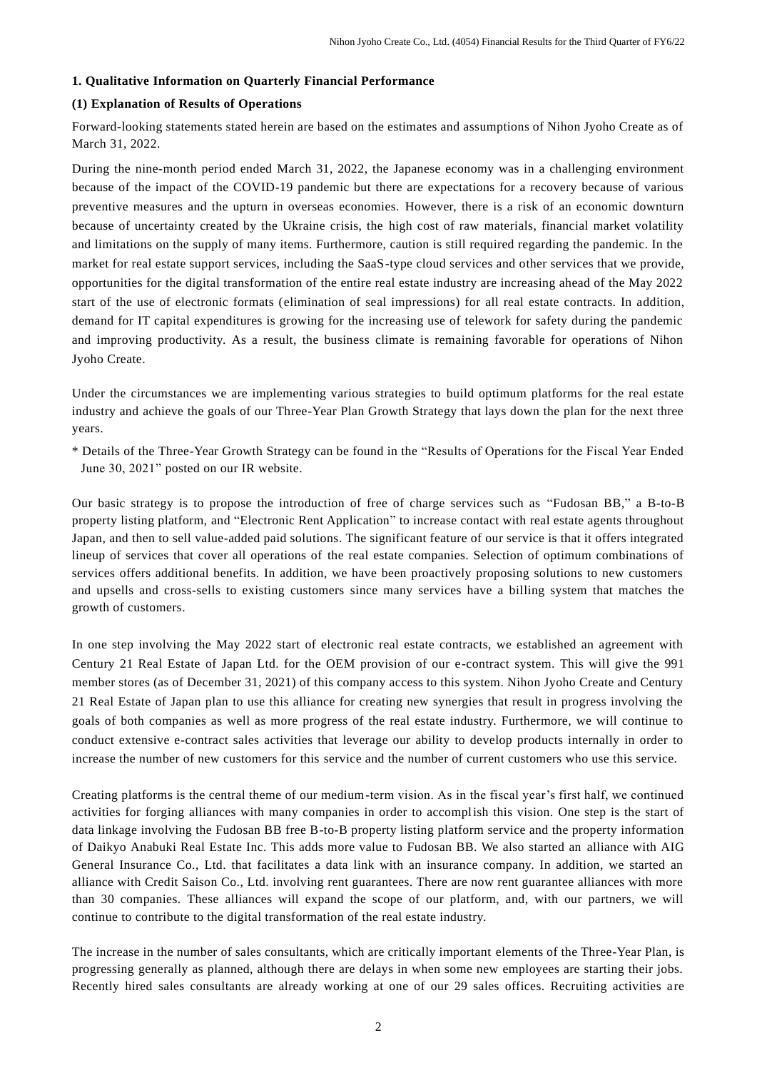## 1. Qualitative Information on Quarterly Financial Performance

### (1) Explanation of Results of Operations

Forward-looking statements stated herein are based on the estimates and assumptions of Nihon Jyoho Create as of March 31, 2022.

During the nine-month period ended March 31, 2022, the Japanese economy was in a challenging environment because of the impact of the COVID-19 pandemic but there are expectations for a recovery because of various preventive measures and the upturn in overseas economies. However, there is a risk of an economic downturn because of uncertainty created by the Ukraine crisis, the high cost of raw materials, financial market volatility and limitations on the supply of many items. Furthermore, caution is still required regarding the pandemic. In the market for real estate support services, including the SaaS-type cloud services and other services that we provide, opportunities for the digital transformation of the entire real estate industry are increasing ahead of the May 2022 start of the use of electronic formats (elimination of seal impressions) for all real estate contracts. In addition, demand for IT capital expenditures is growing for the increasing use of telework for safety during the pandemic and improving productivity. As a result, the business climate is remaining favorable for operations of Nihon Jyoho Create.

Under the circumstances we are implementing various strategies to build optimum platforms for the real estate industry and achieve the goals of our Three-Year Plan Growth Strategy that lays down the plan for the next three years.

* Details of the Three-Year Growth Strategy can be found in the "Results of Operations for the Fiscal Year Ended June 30, 2021" posted on our IR website.

Our basic strategy is to propose the introduction of free of charge services such as "Fudosan BB," a B-to-B property listing platform, and "Electronic Rent Application" to increase contact with real estate agents throughout Japan, and then to sell value-added paid solutions. The significant feature of our service is that it offers integrated lineup of services that cover all operations of the real estate companies. Selection of optimum combinations of services offers additional benefits. In addition, we have been proactively proposing solutions to new customers and upsells and cross-sells to existing customers since many services have a billing system that matches the growth of customers.

In one step involving the May 2022 start of electronic real estate contracts, we established an agreement with Century 21 Real Estate of Japan Ltd. for the OEM provision of our e-contract system. This will give the 991 member stores (as of December 31, 2021) of this company access to this system. Nihon Jyoho Create and Century 21 Real Estate of Japan plan to use this alliance for creating new synergies that result in progress involving the goals of both companies as well as more progress of the real estate industry. Furthermore, we will continue to conduct extensive e-contract sales activities that leverage our ability to develop products internally in order to increase the number of new customers for this service and the number of current customers who use this service.

Creating platforms is the central theme of our medium-term vision. As in the fiscal year's first half, we continued activities for forging alliances with many companies in order to accomplish this vision. One step is the start of data linkage involving the Fudosan BB free B-to-B property listing platform service and the property information of Daikyo Anabuki Real Estate Inc. This adds more value to Fudosan BB. We also started an alliance with AIG General Insurance Co., Ltd. that facilitates a data link with an insurance company. In addition, we started an alliance with Credit Saison Co., Ltd. involving rent guarantees. There are now rent guarantee alliances with more than 30 companies. These alliances will expand the scope of our platform, and, with our partners, we will continue to contribute to the digital transformation of the real estate industry.

The increase in the number of sales consultants, which are critically important elements of the Three-Year Plan, is progressing generally as planned, although there are delays in when some new employees are starting their jobs. Recently hired sales consultants are already working at one of our 29 sales offices. Recruiting activities are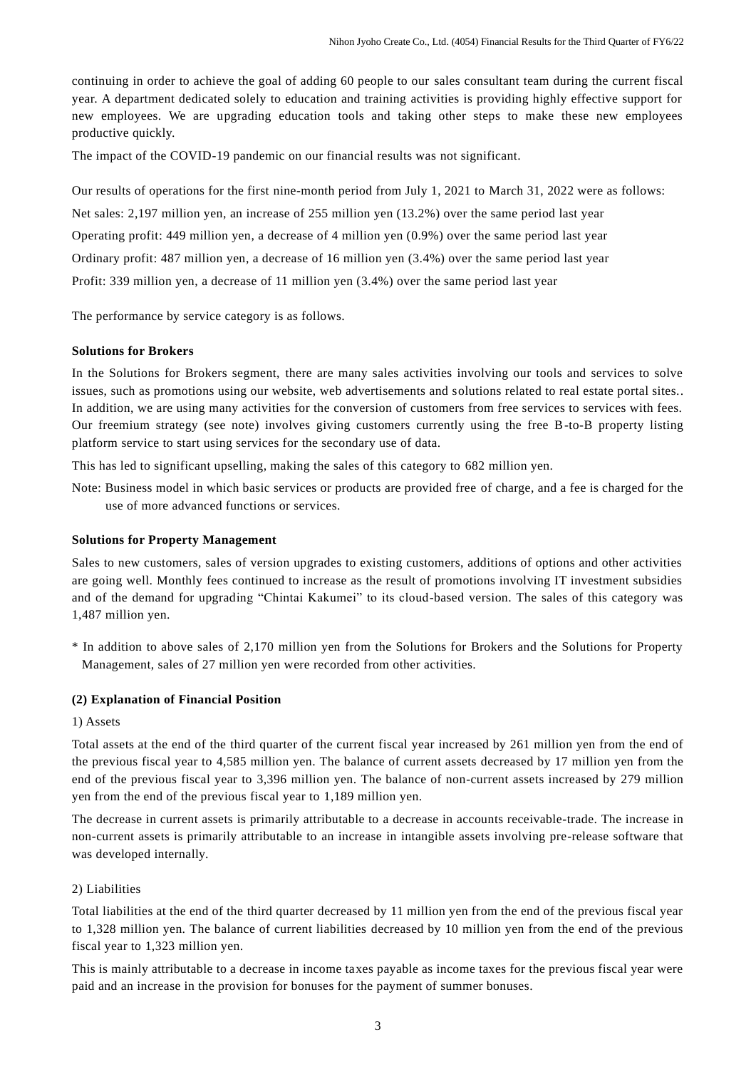continuing in order to achieve the goal of adding 60 people to our sales consultant team during the current fiscal year. A department dedicated solely to education and training activities is providing highly effective support for new employees. We are upgrading education tools and taking other steps to make these new employees productive quickly.

The impact of the COVID-19 pandemic on our financial results was not significant.

Our results of operations for the first nine-month period from July 1, 2021 to March 31, 2022 were as follows:

Net sales: 2,197 million yen, an increase of 255 million yen (13.2%) over the same period last year

Operating profit: 449 million yen, a decrease of 4 million yen (0.9%) over the same period last year

Ordinary profit: 487 million yen, a decrease of 16 million yen (3.4%) over the same period last year

Profit: 339 million yen, a decrease of 11 million yen (3.4%) over the same period last year

The performance by service category is as follows.

**Solutions for Brokers**

In the Solutions for Brokers segment, there are many sales activities involving our tools and services to solve issues, such as promotions using our website, web advertisements and solutions related to real estate portal sites.. In addition, we are using many activities for the conversion of customers from free services to services with fees. Our freemium strategy (see note) involves giving customers currently using the free B-to-B property listing platform service to start using services for the secondary use of data.

This has led to significant upselling, making the sales of this category to 682 million yen.

Note: Business model in which basic services or products are provided free of charge, and a fee is charged for the use of more advanced functions or services.

**Solutions for Property Management**

Sales to new customers, sales of version upgrades to existing customers, additions of options and other activities are going well. Monthly fees continued to increase as the result of promotions involving IT investment subsidies and of the demand for upgrading "Chintai Kakumei" to its cloud-based version. The sales of this category was 1,487 million yen.

* In addition to above sales of 2,170 million yen from the Solutions for Brokers and the Solutions for Property Management, sales of 27 million yen were recorded from other activities.

**(2) Explanation of Financial Position**

1) Assets

Total assets at the end of the third quarter of the current fiscal year increased by 261 million yen from the end of the previous fiscal year to 4,585 million yen. The balance of current assets decreased by 17 million yen from the end of the previous fiscal year to 3,396 million yen. The balance of non-current assets increased by 279 million yen from the end of the previous fiscal year to 1,189 million yen.

The decrease in current assets is primarily attributable to a decrease in accounts receivable-trade. The increase in non-current assets is primarily attributable to an increase in intangible assets involving pre-release software that was developed internally.

2) Liabilities

Total liabilities at the end of the third quarter decreased by 11 million yen from the end of the previous fiscal year to 1,328 million yen. The balance of current liabilities decreased by 10 million yen from the end of the previous fiscal year to 1,323 million yen.

This is mainly attributable to a decrease in income taxes payable as income taxes for the previous fiscal year were paid and an increase in the provision for bonuses for the payment of summer bonuses.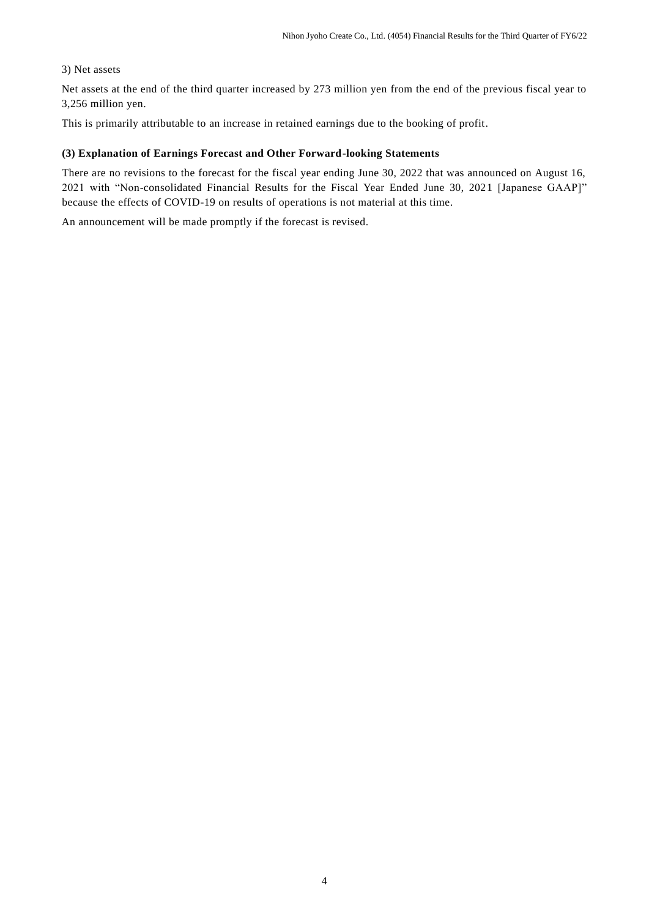3) Net assets

Net assets at the end of the third quarter increased by 273 million yen from the end of the previous fiscal year to 3,256 million yen.

This is primarily attributable to an increase in retained earnings due to the booking of profit.

**(3) Explanation of Earnings Forecast and Other Forward-looking Statements**

There are no revisions to the forecast for the fiscal year ending June 30, 2022 that was announced on August 16, 2021 with "Non-consolidated Financial Results for the Fiscal Year Ended June 30, 2021 [Japanese GAAP]" because the effects of COVID-19 on results of operations is not material at this time.

An announcement will be made promptly if the forecast is revised.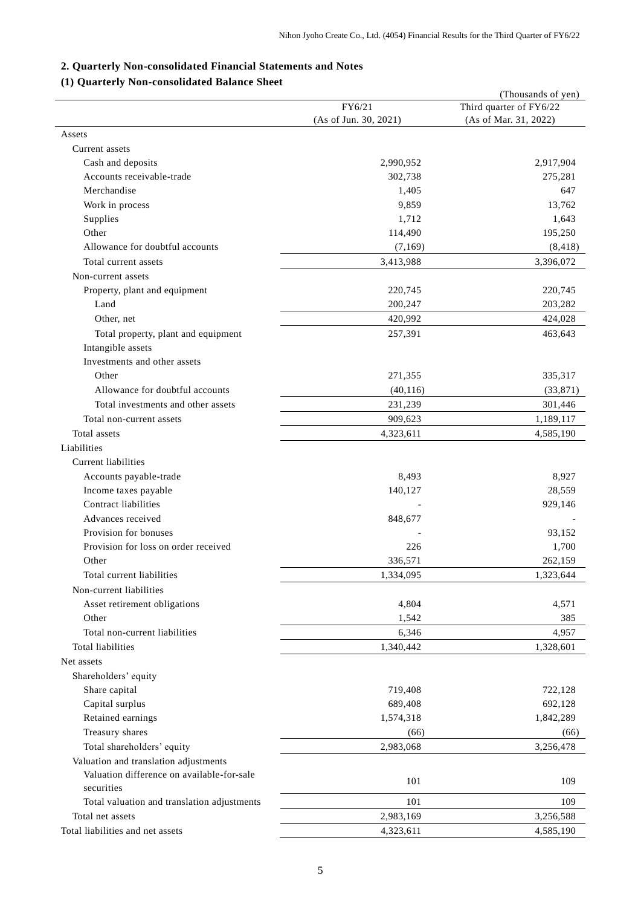## 2. Quarterly Non-consolidated Financial Statements and Notes

### (1) Quarterly Non-consolidated Balance Sheet

(Thousands of yen)

| | FY6/21 (As of Jun. 30, 2021) | Third quarter of FY6/22 (As of Mar. 31, 2022) |
|---|---|---|
| Assets | | |
| Current assets | | |
| Cash and deposits | 2,990,952 | 2,917,904 |
| Accounts receivable-trade | 302,738 | 275,281 |
| Merchandise | 1,405 | 647 |
| Work in process | 9,859 | 13,762 |
| Supplies | 1,712 | 1,643 |
| Other | 114,490 | 195,250 |
| Allowance for doubtful accounts | (7,169) | (8,418) |
| Total current assets | 3,413,988 | 3,396,072 |
| Non-current assets | | |
| Property, plant and equipment | 220,745 | 220,745 |
| Land | 200,247 | 203,282 |
| Other, net | 420,992 | 424,028 |
| Total property, plant and equipment | 257,391 | 463,643 |
| Intangible assets | | |
| Investments and other assets | | |
| Other | 271,355 | 335,317 |
| Allowance for doubtful accounts | (40,116) | (33,871) |
| Total investments and other assets | 231,239 | 301,446 |
| Total non-current assets | 909,623 | 1,189,117 |
| Total assets | 4,323,611 | 4,585,190 |
| Liabilities | | |
| Current liabilities | | |
| Accounts payable-trade | 8,493 | 8,927 |
| Income taxes payable | 140,127 | 28,559 |
| Contract liabilities | - | 929,146 |
| Advances received | 848,677 | - |
| Provision for bonuses | - | 93,152 |
| Provision for loss on order received | 226 | 1,700 |
| Other | 336,571 | 262,159 |
| Total current liabilities | 1,334,095 | 1,323,644 |
| Non-current liabilities | | |
| Asset retirement obligations | 4,804 | 4,571 |
| Other | 1,542 | 385 |
| Total non-current liabilities | 6,346 | 4,957 |
| Total liabilities | 1,340,442 | 1,328,601 |
| Net assets | | |
| Shareholders' equity | | |
| Share capital | 719,408 | 722,128 |
| Capital surplus | 689,408 | 692,128 |
| Retained earnings | 1,574,318 | 1,842,289 |
| Treasury shares | (66) | (66) |
| Total shareholders' equity | 2,983,068 | 3,256,478 |
| Valuation and translation adjustments | | |
| Valuation difference on available-for-sale securities | 101 | 109 |
| Total valuation and translation adjustments | 101 | 109 |
| Total net assets | 2,983,169 | 3,256,588 |
| Total liabilities and net assets | 4,323,611 | 4,585,190 |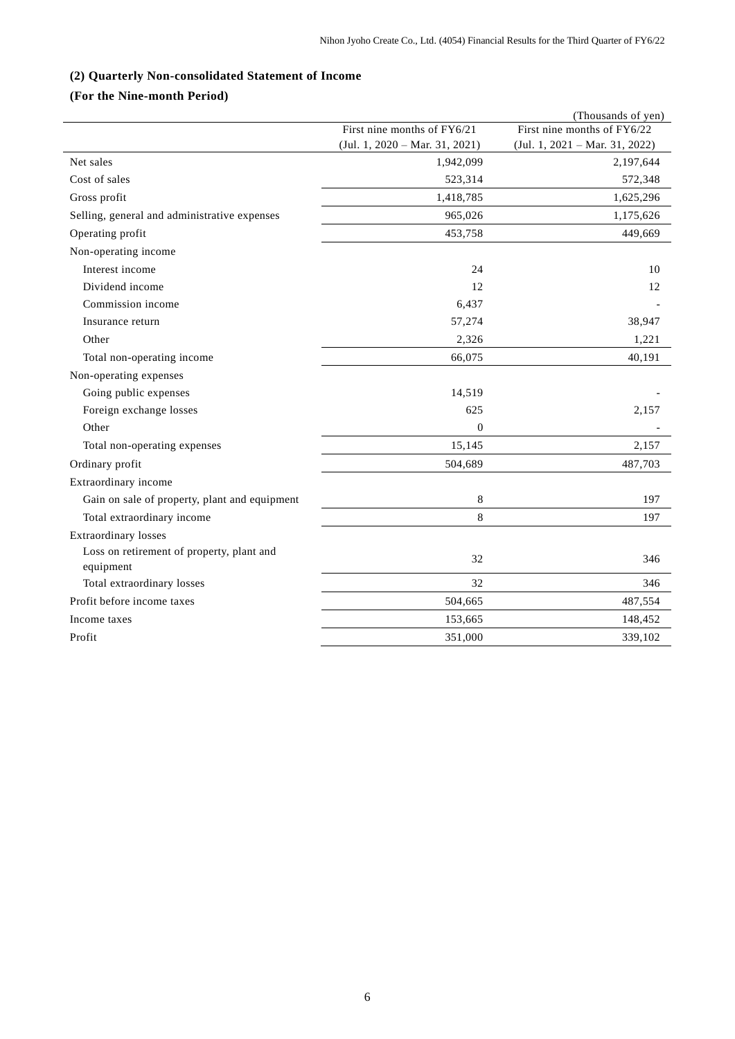### (2) Quarterly Non-consolidated Statement of Income

### (For the Nine-month Period)

(Thousands of yen)

| | First nine months of FY6/21 (Jul. 1, 2020 – Mar. 31, 2021) | First nine months of FY6/22 (Jul. 1, 2021 – Mar. 31, 2022) |
|---|---|---|
| Net sales | 1,942,099 | 2,197,644 |
| Cost of sales | 523,314 | 572,348 |
| Gross profit | 1,418,785 | 1,625,296 |
| Selling, general and administrative expenses | 965,026 | 1,175,626 |
| Operating profit | 453,758 | 449,669 |
| Non-operating income | | |
| Interest income | 24 | 10 |
| Dividend income | 12 | 12 |
| Commission income | 6,437 | - |
| Insurance return | 57,274 | 38,947 |
| Other | 2,326 | 1,221 |
| Total non-operating income | 66,075 | 40,191 |
| Non-operating expenses | | |
| Going public expenses | 14,519 | - |
| Foreign exchange losses | 625 | 2,157 |
| Other | 0 | - |
| Total non-operating expenses | 15,145 | 2,157 |
| Ordinary profit | 504,689 | 487,703 |
| Extraordinary income | | |
| Gain on sale of property, plant and equipment | 8 | 197 |
| Total extraordinary income | 8 | 197 |
| Extraordinary losses | | |
| Loss on retirement of property, plant and equipment | 32 | 346 |
| Total extraordinary losses | 32 | 346 |
| Profit before income taxes | 504,665 | 487,554 |
| Income taxes | 153,665 | 148,452 |
| Profit | 351,000 | 339,102 |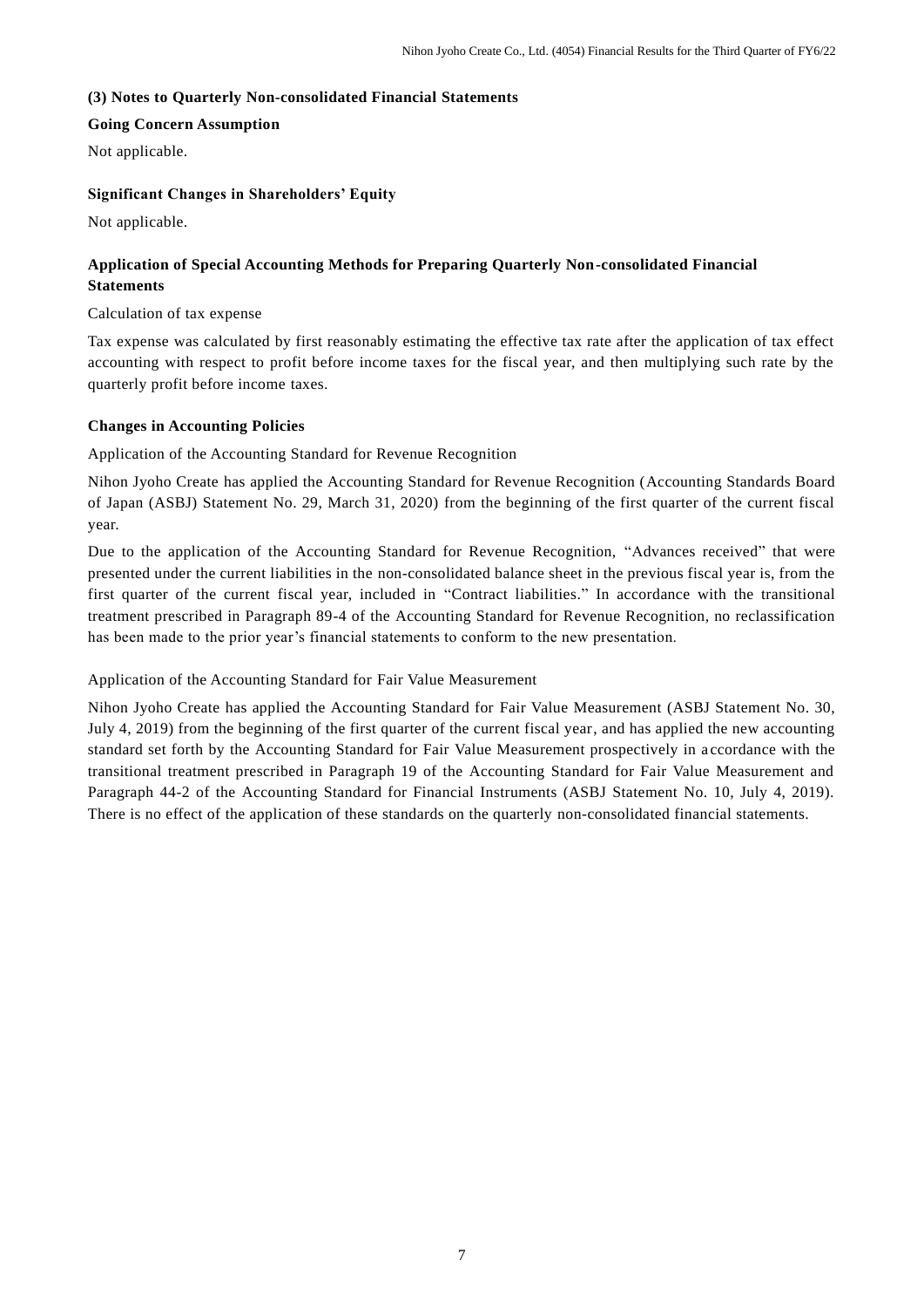### (3) Notes to Quarterly Non-consolidated Financial Statements

**Going Concern Assumption**

Not applicable.

**Significant Changes in Shareholders' Equity**

Not applicable.

**Application of Special Accounting Methods for Preparing Quarterly Non-consolidated Financial Statements**

Calculation of tax expense

Tax expense was calculated by first reasonably estimating the effective tax rate after the application of tax effect accounting with respect to profit before income taxes for the fiscal year, and then multiplying such rate by the quarterly profit before income taxes.

**Changes in Accounting Policies**

Application of the Accounting Standard for Revenue Recognition

Nihon Jyoho Create has applied the Accounting Standard for Revenue Recognition (Accounting Standards Board of Japan (ASBJ) Statement No. 29, March 31, 2020) from the beginning of the first quarter of the current fiscal year.

Due to the application of the Accounting Standard for Revenue Recognition, "Advances received" that were presented under the current liabilities in the non-consolidated balance sheet in the previous fiscal year is, from the first quarter of the current fiscal year, included in "Contract liabilities." In accordance with the transitional treatment prescribed in Paragraph 89-4 of the Accounting Standard for Revenue Recognition, no reclassification has been made to the prior year's financial statements to conform to the new presentation.

Application of the Accounting Standard for Fair Value Measurement

Nihon Jyoho Create has applied the Accounting Standard for Fair Value Measurement (ASBJ Statement No. 30, July 4, 2019) from the beginning of the first quarter of the current fiscal year, and has applied the new accounting standard set forth by the Accounting Standard for Fair Value Measurement prospectively in accordance with the transitional treatment prescribed in Paragraph 19 of the Accounting Standard for Fair Value Measurement and Paragraph 44-2 of the Accounting Standard for Financial Instruments (ASBJ Statement No. 10, July 4, 2019). There is no effect of the application of these standards on the quarterly non-consolidated financial statements.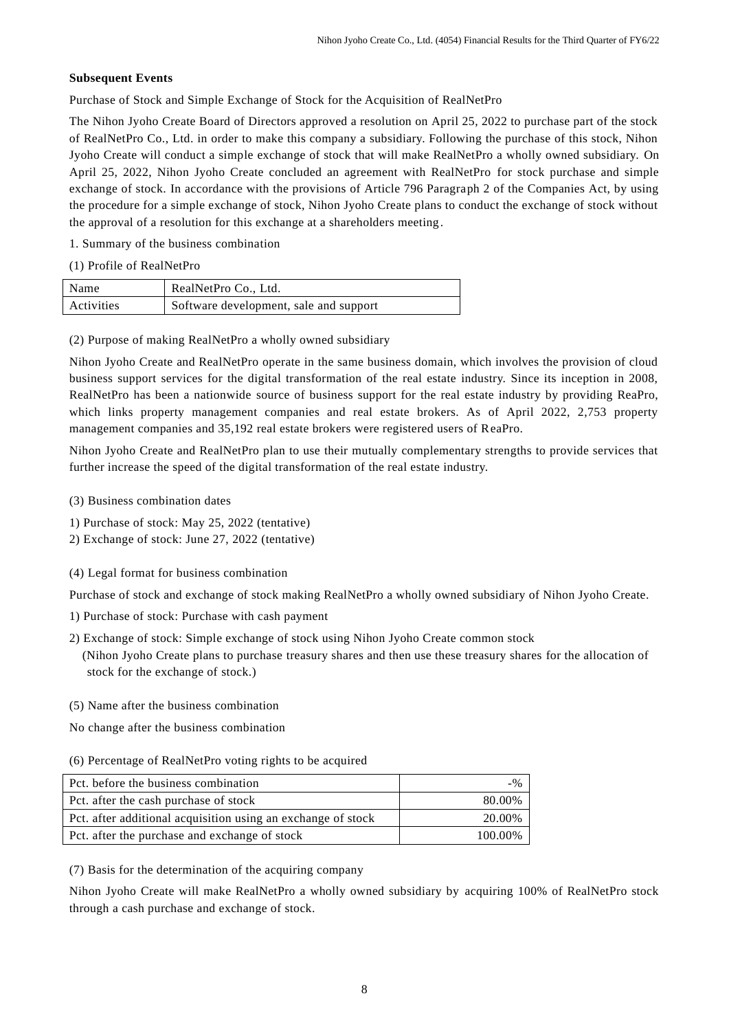### Subsequent Events

Purchase of Stock and Simple Exchange of Stock for the Acquisition of RealNetPro

The Nihon Jyoho Create Board of Directors approved a resolution on April 25, 2022 to purchase part of the stock of RealNetPro Co., Ltd. in order to make this company a subsidiary. Following the purchase of this stock, Nihon Jyoho Create will conduct a simple exchange of stock that will make RealNetPro a wholly owned subsidiary. On April 25, 2022, Nihon Jyoho Create concluded an agreement with RealNetPro for stock purchase and simple exchange of stock. In accordance with the provisions of Article 796 Paragraph 2 of the Companies Act, by using the procedure for a simple exchange of stock, Nihon Jyoho Create plans to conduct the exchange of stock without the approval of a resolution for this exchange at a shareholders meeting.

1. Summary of the business combination

(1) Profile of RealNetPro

| Name | RealNetPro Co., Ltd. |
|---|---|
| Activities | Software development, sale and support |

(2) Purpose of making RealNetPro a wholly owned subsidiary

Nihon Jyoho Create and RealNetPro operate in the same business domain, which involves the provision of cloud business support services for the digital transformation of the real estate industry. Since its inception in 2008, RealNetPro has been a nationwide source of business support for the real estate industry by providing ReaPro, which links property management companies and real estate brokers. As of April 2022, 2,753 property management companies and 35,192 real estate brokers were registered users of ReaPro.

Nihon Jyoho Create and RealNetPro plan to use their mutually complementary strengths to provide services that further increase the speed of the digital transformation of the real estate industry.

(3) Business combination dates

1) Purchase of stock: May 25, 2022 (tentative)
2) Exchange of stock: June 27, 2022 (tentative)

(4) Legal format for business combination

Purchase of stock and exchange of stock making RealNetPro a wholly owned subsidiary of Nihon Jyoho Create.

1) Purchase of stock: Purchase with cash payment

2) Exchange of stock: Simple exchange of stock using Nihon Jyoho Create common stock
(Nihon Jyoho Create plans to purchase treasury shares and then use these treasury shares for the allocation of stock for the exchange of stock.)

(5) Name after the business combination

No change after the business combination

(6) Percentage of RealNetPro voting rights to be acquired

| Pct. before the business combination | -% |
|---|---|
| Pct. after the cash purchase of stock | 80.00% |
| Pct. after additional acquisition using an exchange of stock | 20.00% |
| Pct. after the purchase and exchange of stock | 100.00% |

(7) Basis for the determination of the acquiring company

Nihon Jyoho Create will make RealNetPro a wholly owned subsidiary by acquiring 100% of RealNetPro stock through a cash purchase and exchange of stock.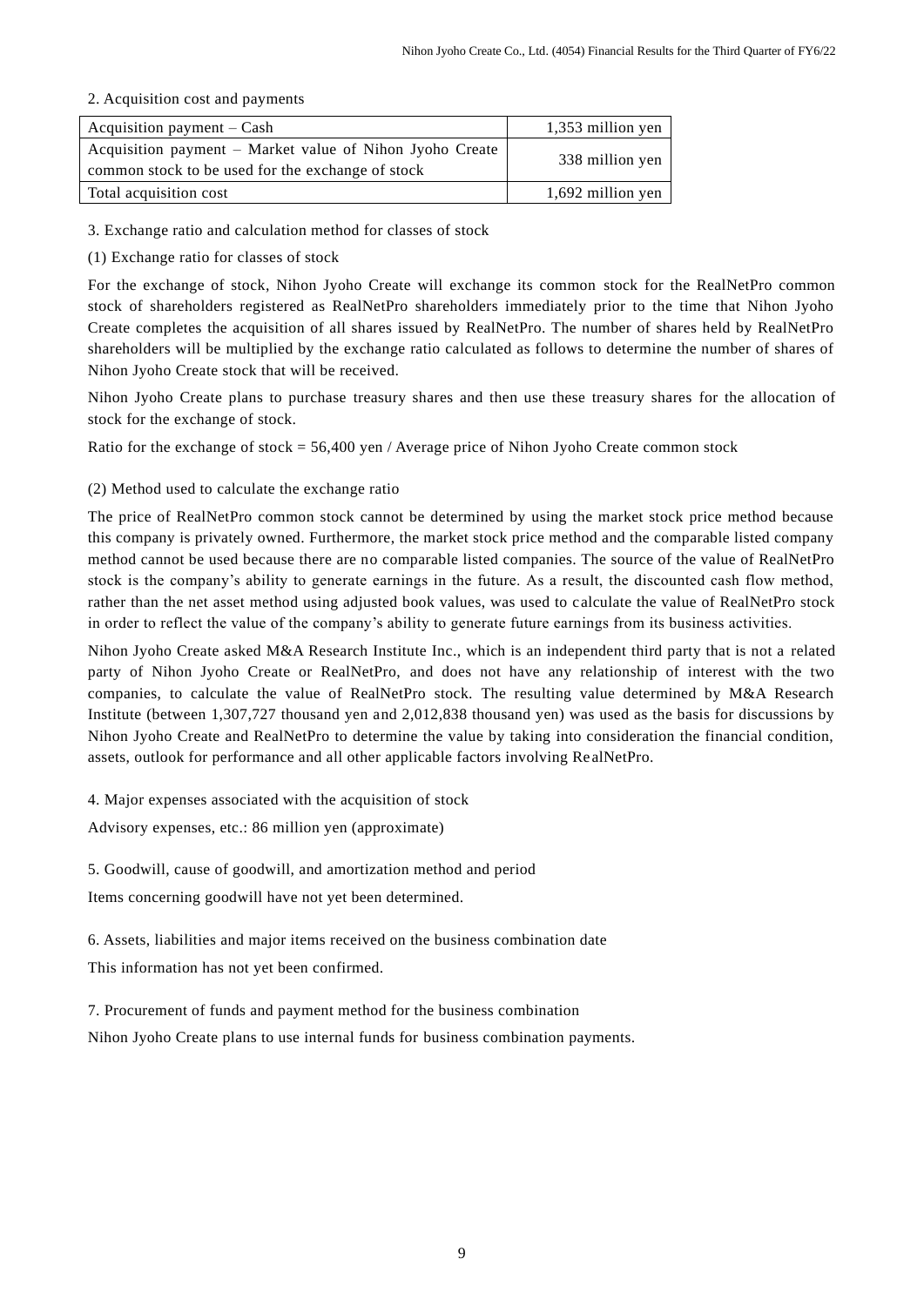2. Acquisition cost and payments

| Acquisition payment – Cash | 1,353 million yen |
|---|---|
| Acquisition payment – Market value of Nihon Jyoho Create common stock to be used for the exchange of stock | 338 million yen |
| Total acquisition cost | 1,692 million yen |

3. Exchange ratio and calculation method for classes of stock

(1) Exchange ratio for classes of stock

For the exchange of stock, Nihon Jyoho Create will exchange its common stock for the RealNetPro common stock of shareholders registered as RealNetPro shareholders immediately prior to the time that Nihon Jyoho Create completes the acquisition of all shares issued by RealNetPro. The number of shares held by RealNetPro shareholders will be multiplied by the exchange ratio calculated as follows to determine the number of shares of Nihon Jyoho Create stock that will be received.

Nihon Jyoho Create plans to purchase treasury shares and then use these treasury shares for the allocation of stock for the exchange of stock.

Ratio for the exchange of stock = 56,400 yen / Average price of Nihon Jyoho Create common stock

(2) Method used to calculate the exchange ratio

The price of RealNetPro common stock cannot be determined by using the market stock price method because this company is privately owned. Furthermore, the market stock price method and the comparable listed company method cannot be used because there are no comparable listed companies. The source of the value of RealNetPro stock is the company's ability to generate earnings in the future. As a result, the discounted cash flow method, rather than the net asset method using adjusted book values, was used to calculate the value of RealNetPro stock in order to reflect the value of the company's ability to generate future earnings from its business activities.

Nihon Jyoho Create asked M&A Research Institute Inc., which is an independent third party that is not a related party of Nihon Jyoho Create or RealNetPro, and does not have any relationship of interest with the two companies, to calculate the value of RealNetPro stock. The resulting value determined by M&A Research Institute (between 1,307,727 thousand yen and 2,012,838 thousand yen) was used as the basis for discussions by Nihon Jyoho Create and RealNetPro to determine the value by taking into consideration the financial condition, assets, outlook for performance and all other applicable factors involving RealNetPro.

4. Major expenses associated with the acquisition of stock

Advisory expenses, etc.: 86 million yen (approximate)

5. Goodwill, cause of goodwill, and amortization method and period

Items concerning goodwill have not yet been determined.

6. Assets, liabilities and major items received on the business combination date

This information has not yet been confirmed.

7. Procurement of funds and payment method for the business combination

Nihon Jyoho Create plans to use internal funds for business combination payments.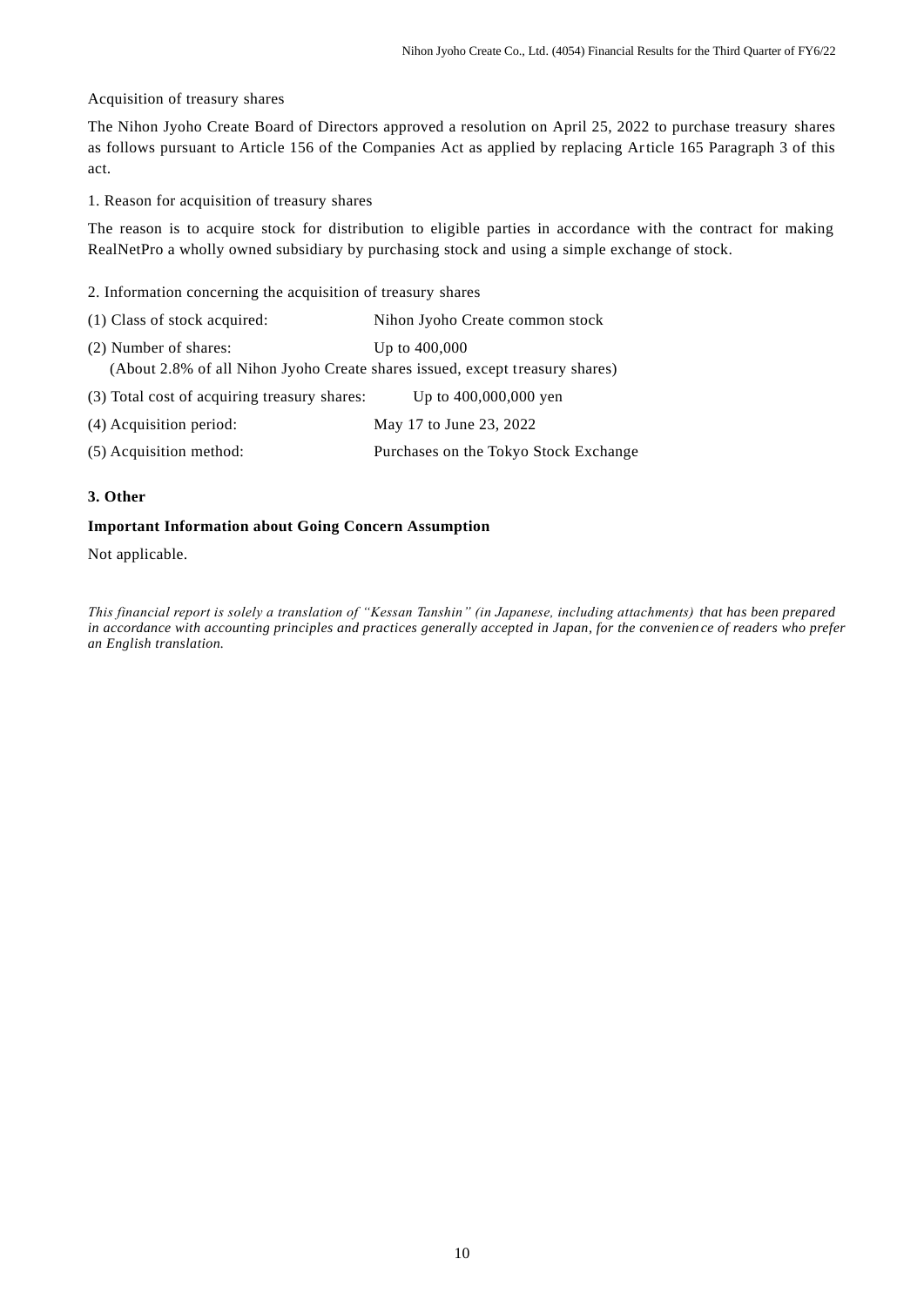Acquisition of treasury shares

The Nihon Jyoho Create Board of Directors approved a resolution on April 25, 2022 to purchase treasury shares as follows pursuant to Article 156 of the Companies Act as applied by replacing Article 165 Paragraph 3 of this act.

1. Reason for acquisition of treasury shares

The reason is to acquire stock for distribution to eligible parties in accordance with the contract for making RealNetPro a wholly owned subsidiary by purchasing stock and using a simple exchange of stock.

2. Information concerning the acquisition of treasury shares

(1) Class of stock acquired: Nihon Jyoho Create common stock

(2) Number of shares: Up to 400,000
(About 2.8% of all Nihon Jyoho Create shares issued, except treasury shares)

(3) Total cost of acquiring treasury shares: Up to 400,000,000 yen

(4) Acquisition period: May 17 to June 23, 2022

(5) Acquisition method: Purchases on the Tokyo Stock Exchange

**3. Other**

**Important Information about Going Concern Assumption**

Not applicable.

*This financial report is solely a translation of "Kessan Tanshin" (in Japanese, including attachments) that has been prepared in accordance with accounting principles and practices generally accepted in Japan, for the convenience of readers who prefer an English translation.*